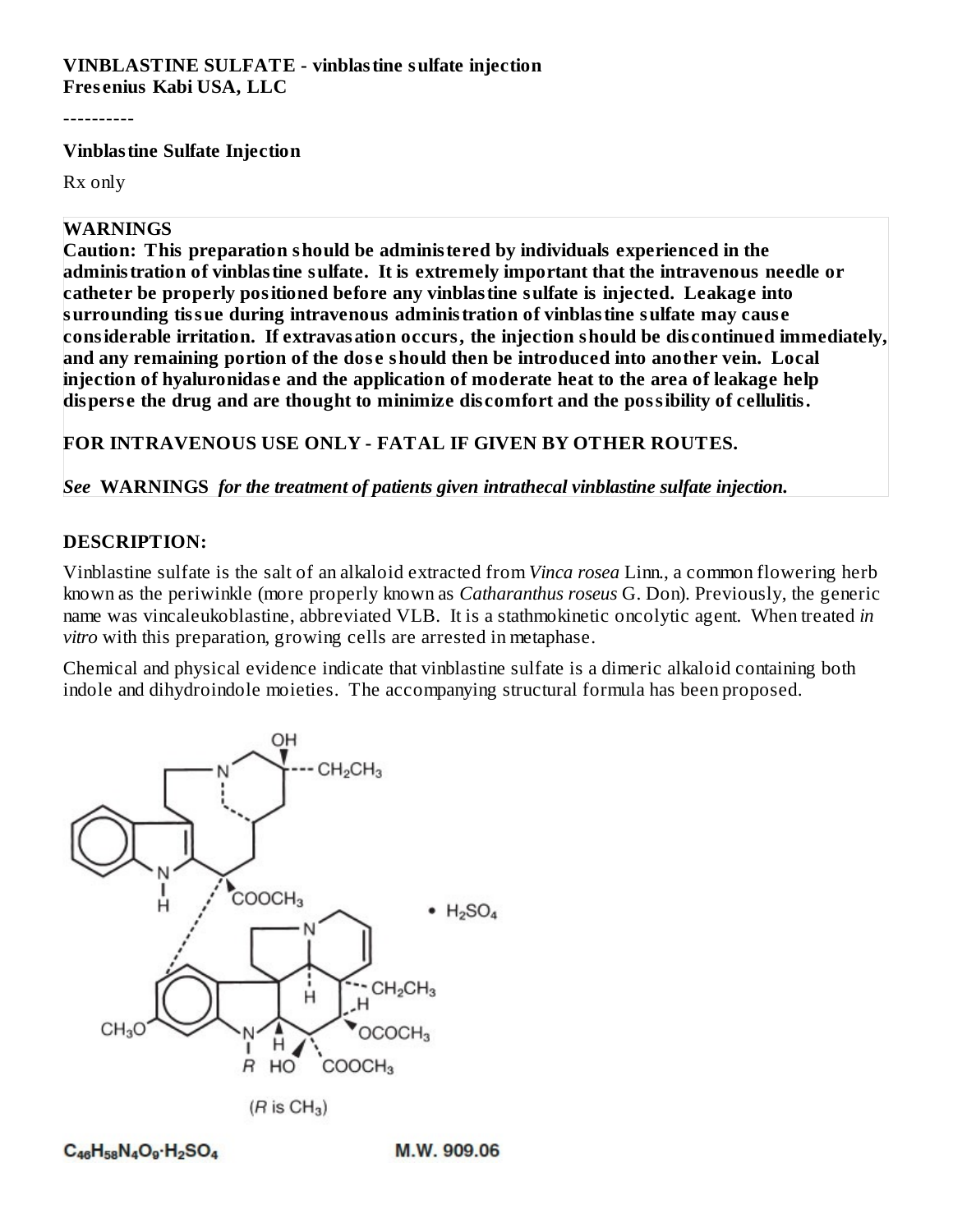**VINBLASTINE SULFATE - vinblastine sulfate injection**
**Fresenius Kabi USA, LLC**

----------

**Vinblastine Sulfate Injection**

Rx only

**WARNINGS**
**Caution: This preparation should be administered by individuals experienced in the administration of vinblastine sulfate. It is extremely important that the intravenous needle or catheter be properly positioned before any vinblastine sulfate is injected. Leakage into surrounding tissue during intravenous administration of vinblastine sulfate may cause considerable irritation. If extravasation occurs, the injection should be discontinued immediately, and any remaining portion of the dose should then be introduced into another vein. Local injection of hyaluronidase and the application of moderate heat to the area of leakage help disperse the drug and are thought to minimize discomfort and the possibility of cellulitis.**

**FOR INTRAVENOUS USE ONLY - FATAL IF GIVEN BY OTHER ROUTES.**

***See* WARNINGS *for the treatment of patients given intrathecal vinblastine sulfate injection.***

**DESCRIPTION:**

Vinblastine sulfate is the salt of an alkaloid extracted from *Vinca rosea* Linn., a common flowering herb known as the periwinkle (more properly known as *Catharanthus roseus* G. Don). Previously, the generic name was vincaleukoblastine, abbreviated VLB. It is a stathmokinetic oncolytic agent. When treated *in vitro* with this preparation, growing cells are arrested in metaphase.

Chemical and physical evidence indicate that vinblastine sulfate is a dimeric alkaloid containing both indole and dihydroindole moieties. The accompanying structural formula has been proposed.

• $H_2SO_4$

($R$ is $CH_3$)

$C_{46}H_{58}N_4O_9 \cdot H_2SO_4$ M.W. 909.06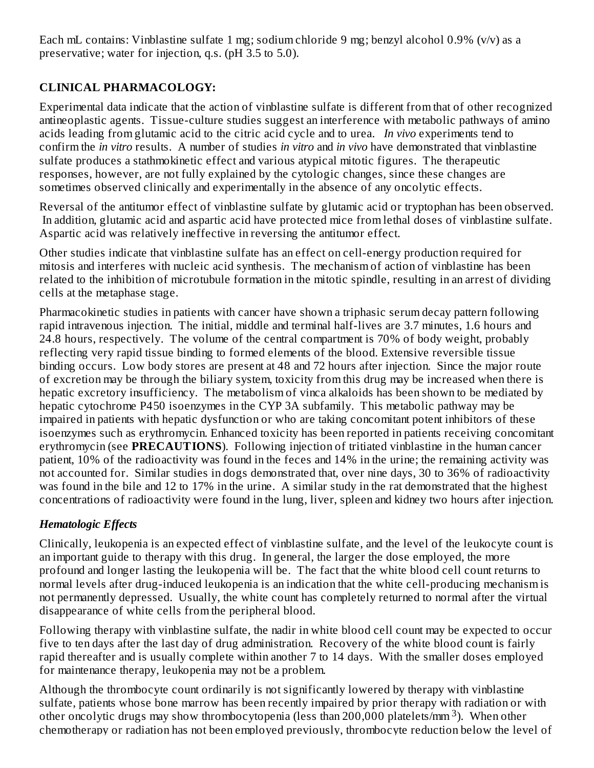Each mL contains: Vinblastine sulfate 1 mg; sodium chloride 9 mg; benzyl alcohol 0.9% (v/v) as a preservative; water for injection, q.s. (pH 3.5 to 5.0).

## CLINICAL PHARMACOLOGY:

Experimental data indicate that the action of vinblastine sulfate is different from that of other recognized antineoplastic agents. Tissue-culture studies suggest an interference with metabolic pathways of amino acids leading from glutamic acid to the citric acid cycle and to urea. *In vivo* experiments tend to confirm the *in vitro* results. A number of studies *in vitro* and *in vivo* have demonstrated that vinblastine sulfate produces a stathmokinetic effect and various atypical mitotic figures. The therapeutic responses, however, are not fully explained by the cytologic changes, since these changes are sometimes observed clinically and experimentally in the absence of any oncolytic effects.

Reversal of the antitumor effect of vinblastine sulfate by glutamic acid or tryptophan has been observed. In addition, glutamic acid and aspartic acid have protected mice from lethal doses of vinblastine sulfate. Aspartic acid was relatively ineffective in reversing the antitumor effect.

Other studies indicate that vinblastine sulfate has an effect on cell-energy production required for mitosis and interferes with nucleic acid synthesis. The mechanism of action of vinblastine has been related to the inhibition of microtubule formation in the mitotic spindle, resulting in an arrest of dividing cells at the metaphase stage.

Pharmacokinetic studies in patients with cancer have shown a triphasic serum decay pattern following rapid intravenous injection. The initial, middle and terminal half-lives are 3.7 minutes, 1.6 hours and 24.8 hours, respectively. The volume of the central compartment is 70% of body weight, probably reflecting very rapid tissue binding to formed elements of the blood. Extensive reversible tissue binding occurs. Low body stores are present at 48 and 72 hours after injection. Since the major route of excretion may be through the biliary system, toxicity from this drug may be increased when there is hepatic excretory insufficiency. The metabolism of vinca alkaloids has been shown to be mediated by hepatic cytochrome P450 isoenzymes in the CYP 3A subfamily. This metabolic pathway may be impaired in patients with hepatic dysfunction or who are taking concomitant potent inhibitors of these isoenzymes such as erythromycin. Enhanced toxicity has been reported in patients receiving concomitant erythromycin (see **PRECAUTIONS**). Following injection of tritiated vinblastine in the human cancer patient, 10% of the radioactivity was found in the feces and 14% in the urine; the remaining activity was not accounted for. Similar studies in dogs demonstrated that, over nine days, 30 to 36% of radioactivity was found in the bile and 12 to 17% in the urine. A similar study in the rat demonstrated that the highest concentrations of radioactivity were found in the lung, liver, spleen and kidney two hours after injection.

### *Hematologic Effects*

Clinically, leukopenia is an expected effect of vinblastine sulfate, and the level of the leukocyte count is an important guide to therapy with this drug. In general, the larger the dose employed, the more profound and longer lasting the leukopenia will be. The fact that the white blood cell count returns to normal levels after drug-induced leukopenia is an indication that the white cell-producing mechanism is not permanently depressed. Usually, the white count has completely returned to normal after the virtual disappearance of white cells from the peripheral blood.

Following therapy with vinblastine sulfate, the nadir in white blood cell count may be expected to occur five to ten days after the last day of drug administration. Recovery of the white blood count is fairly rapid thereafter and is usually complete within another 7 to 14 days. With the smaller doses employed for maintenance therapy, leukopenia may not be a problem.

Although the thrombocyte count ordinarily is not significantly lowered by therapy with vinblastine sulfate, patients whose bone marrow has been recently impaired by prior therapy with radiation or with other oncolytic drugs may show thrombocytopenia (less than 200,000 platelets/mm$^3$). When other chemotherapy or radiation has not been employed previously, thrombocyte reduction below the level of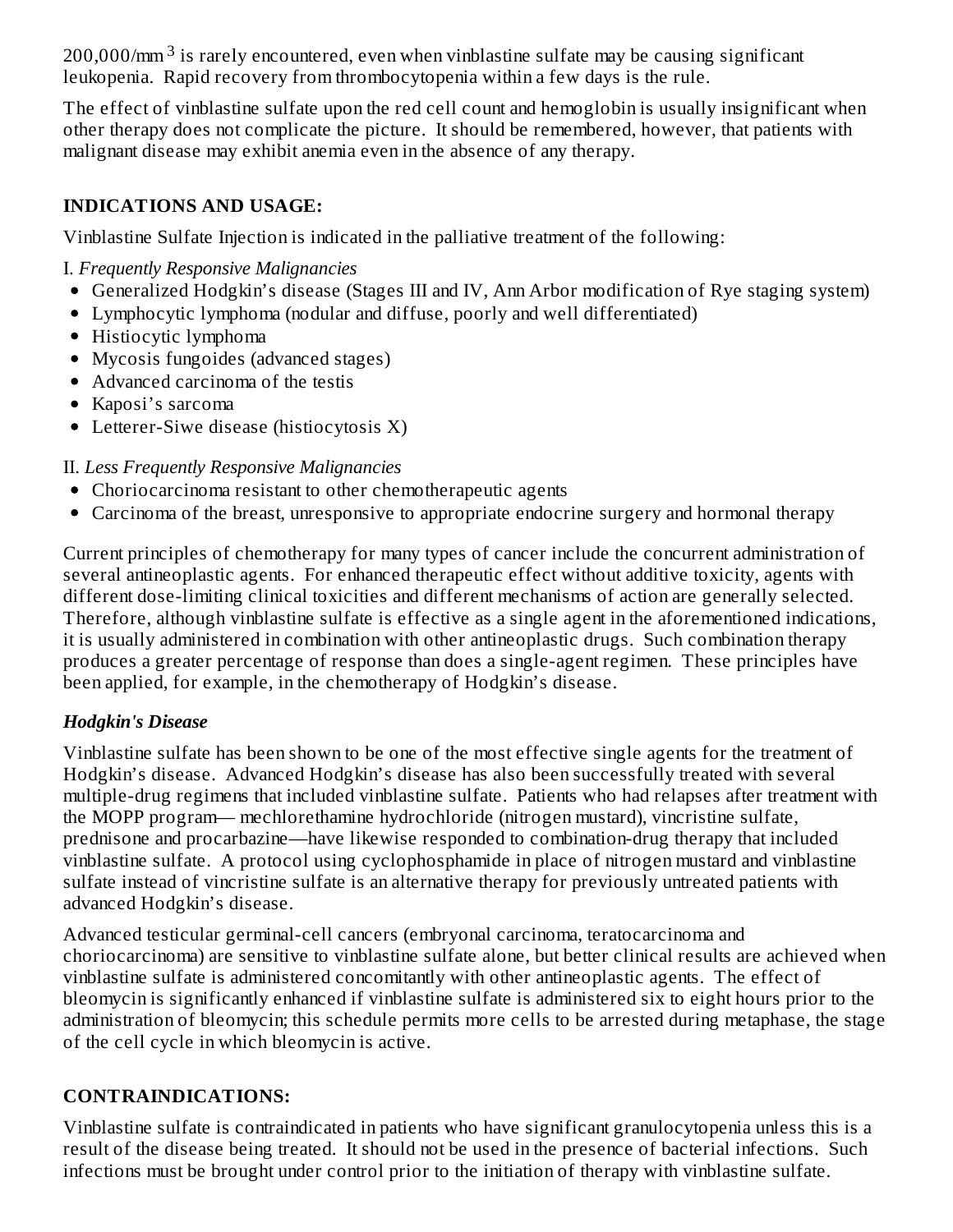200,000/mm$^3$ is rarely encountered, even when vinblastine sulfate may be causing significant leukopenia. Rapid recovery from thrombocytopenia within a few days is the rule.

The effect of vinblastine sulfate upon the red cell count and hemoglobin is usually insignificant when other therapy does not complicate the picture. It should be remembered, however, that patients with malignant disease may exhibit anemia even in the absence of any therapy.

## INDICATIONS AND USAGE:

Vinblastine Sulfate Injection is indicated in the palliative treatment of the following:

I. *Frequently Responsive Malignancies*

- Generalized Hodgkin's disease (Stages III and IV, Ann Arbor modification of Rye staging system)
- Lymphocytic lymphoma (nodular and diffuse, poorly and well differentiated)
- Histiocytic lymphoma
- Mycosis fungoides (advanced stages)
- Advanced carcinoma of the testis
- Kaposi's sarcoma
- Letterer-Siwe disease (histiocytosis X)

II. *Less Frequently Responsive Malignancies*

- Choriocarcinoma resistant to other chemotherapeutic agents
- Carcinoma of the breast, unresponsive to appropriate endocrine surgery and hormonal therapy

Current principles of chemotherapy for many types of cancer include the concurrent administration of several antineoplastic agents. For enhanced therapeutic effect without additive toxicity, agents with different dose-limiting clinical toxicities and different mechanisms of action are generally selected. Therefore, although vinblastine sulfate is effective as a single agent in the aforementioned indications, it is usually administered in combination with other antineoplastic drugs. Such combination therapy produces a greater percentage of response than does a single-agent regimen. These principles have been applied, for example, in the chemotherapy of Hodgkin's disease.

### *Hodgkin's Disease*

Vinblastine sulfate has been shown to be one of the most effective single agents for the treatment of Hodgkin's disease. Advanced Hodgkin's disease has also been successfully treated with several multiple-drug regimens that included vinblastine sulfate. Patients who had relapses after treatment with the MOPP program— mechlorethamine hydrochloride (nitrogen mustard), vincristine sulfate, prednisone and procarbazine—have likewise responded to combination-drug therapy that included vinblastine sulfate. A protocol using cyclophosphamide in place of nitrogen mustard and vinblastine sulfate instead of vincristine sulfate is an alternative therapy for previously untreated patients with advanced Hodgkin's disease.

Advanced testicular germinal-cell cancers (embryonal carcinoma, teratocarcinoma and choriocarcinoma) are sensitive to vinblastine sulfate alone, but better clinical results are achieved when vinblastine sulfate is administered concomitantly with other antineoplastic agents. The effect of bleomycin is significantly enhanced if vinblastine sulfate is administered six to eight hours prior to the administration of bleomycin; this schedule permits more cells to be arrested during metaphase, the stage of the cell cycle in which bleomycin is active.

## CONTRAINDICATIONS:

Vinblastine sulfate is contraindicated in patients who have significant granulocytopenia unless this is a result of the disease being treated. It should not be used in the presence of bacterial infections. Such infections must be brought under control prior to the initiation of therapy with vinblastine sulfate.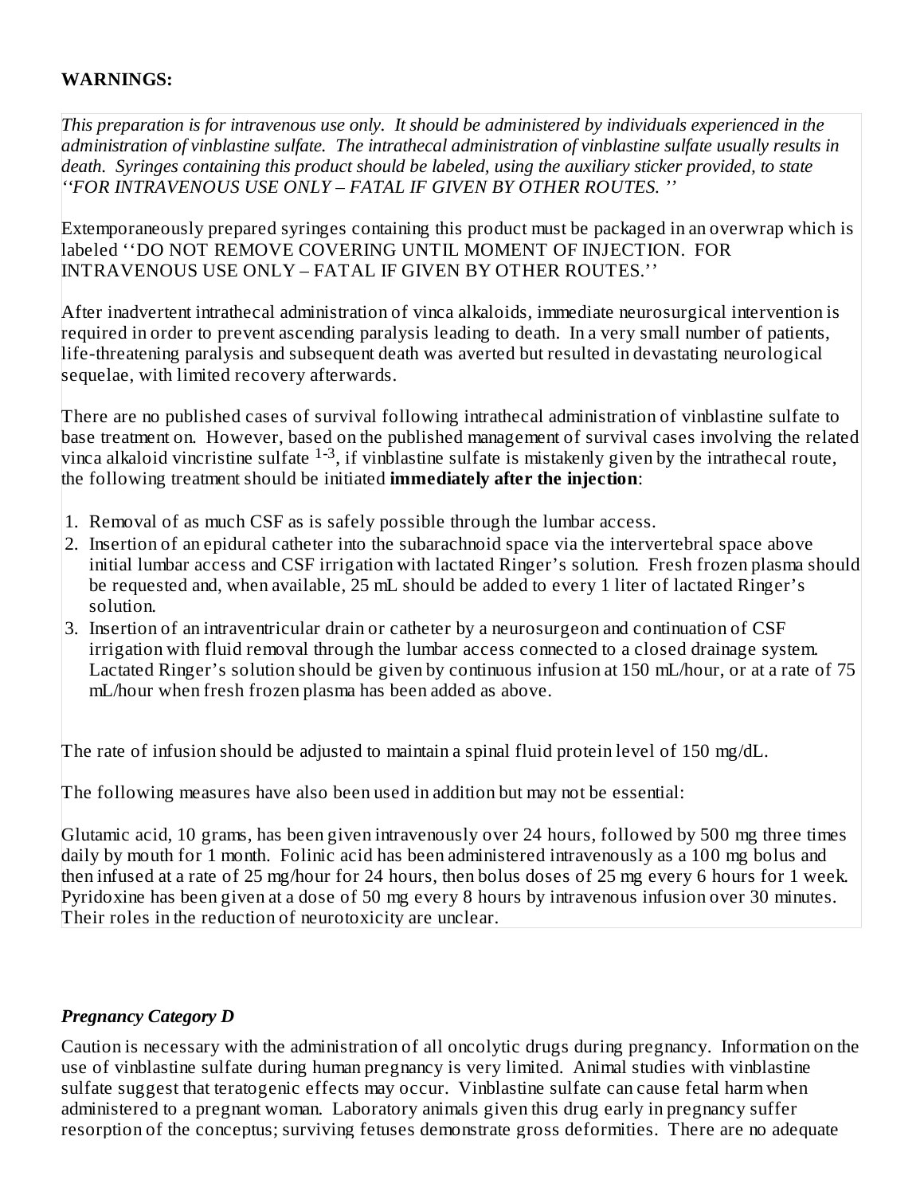**WARNINGS:**

*This preparation is for intravenous use only. It should be administered by individuals experienced in the administration of vinblastine sulfate. The intrathecal administration of vinblastine sulfate usually results in death. Syringes containing this product should be labeled, using the auxiliary sticker provided, to state ''FOR INTRAVENOUS USE ONLY – FATAL IF GIVEN BY OTHER ROUTES. ''*

Extemporaneously prepared syringes containing this product must be packaged in an overwrap which is labeled ''DO NOT REMOVE COVERING UNTIL MOMENT OF INJECTION. FOR INTRAVENOUS USE ONLY – FATAL IF GIVEN BY OTHER ROUTES.''

After inadvertent intrathecal administration of vinca alkaloids, immediate neurosurgical intervention is required in order to prevent ascending paralysis leading to death. In a very small number of patients, life-threatening paralysis and subsequent death was averted but resulted in devastating neurological sequelae, with limited recovery afterwards.

There are no published cases of survival following intrathecal administration of vinblastine sulfate to base treatment on. However, based on the published management of survival cases involving the related vinca alkaloid vincristine sulfate [1-3], if vinblastine sulfate is mistakenly given by the intrathecal route, the following treatment should be initiated **immediately after the injection**:

1. Removal of as much CSF as is safely possible through the lumbar access.
2. Insertion of an epidural catheter into the subarachnoid space via the intervertebral space above initial lumbar access and CSF irrigation with lactated Ringer's solution. Fresh frozen plasma should be requested and, when available, 25 mL should be added to every 1 liter of lactated Ringer's solution.
3. Insertion of an intraventricular drain or catheter by a neurosurgeon and continuation of CSF irrigation with fluid removal through the lumbar access connected to a closed drainage system. Lactated Ringer's solution should be given by continuous infusion at 150 mL/hour, or at a rate of 75 mL/hour when fresh frozen plasma has been added as above.

The rate of infusion should be adjusted to maintain a spinal fluid protein level of 150 mg/dL.

The following measures have also been used in addition but may not be essential:

Glutamic acid, 10 grams, has been given intravenously over 24 hours, followed by 500 mg three times daily by mouth for 1 month. Folinic acid has been administered intravenously as a 100 mg bolus and then infused at a rate of 25 mg/hour for 24 hours, then bolus doses of 25 mg every 6 hours for 1 week. Pyridoxine has been given at a dose of 50 mg every 8 hours by intravenous infusion over 30 minutes. Their roles in the reduction of neurotoxicity are unclear.

***Pregnancy Category D***

Caution is necessary with the administration of all oncolytic drugs during pregnancy. Information on the use of vinblastine sulfate during human pregnancy is very limited. Animal studies with vinblastine sulfate suggest that teratogenic effects may occur. Vinblastine sulfate can cause fetal harm when administered to a pregnant woman. Laboratory animals given this drug early in pregnancy suffer resorption of the conceptus; surviving fetuses demonstrate gross deformities. There are no adequate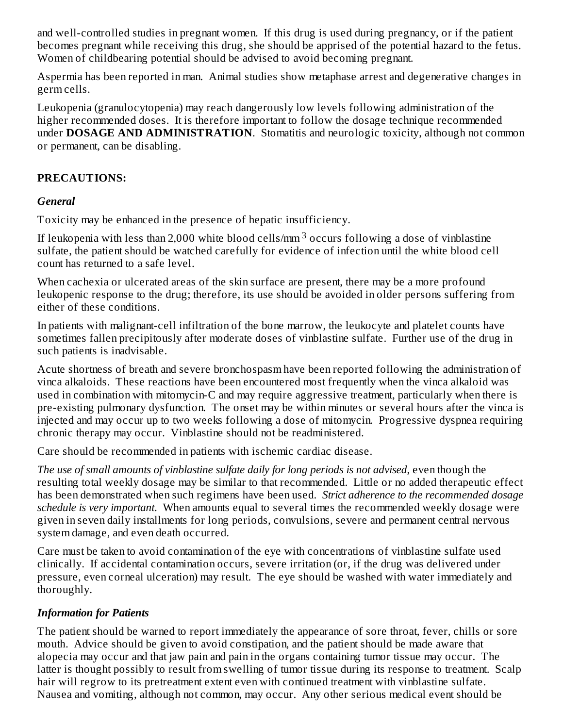and well-controlled studies in pregnant women. If this drug is used during pregnancy, or if the patient becomes pregnant while receiving this drug, she should be apprised of the potential hazard to the fetus. Women of childbearing potential should be advised to avoid becoming pregnant.

Aspermia has been reported in man. Animal studies show metaphase arrest and degenerative changes in germ cells.

Leukopenia (granulocytopenia) may reach dangerously low levels following administration of the higher recommended doses. It is therefore important to follow the dosage technique recommended under **DOSAGE AND ADMINISTRATION**. Stomatitis and neurologic toxicity, although not common or permanent, can be disabling.

## PRECAUTIONS:

### *General*

Toxicity may be enhanced in the presence of hepatic insufficiency.

If leukopenia with less than 2,000 white blood cells/$mm^3$ occurs following a dose of vinblastine sulfate, the patient should be watched carefully for evidence of infection until the white blood cell count has returned to a safe level.

When cachexia or ulcerated areas of the skin surface are present, there may be a more profound leukopenic response to the drug; therefore, its use should be avoided in older persons suffering from either of these conditions.

In patients with malignant-cell infiltration of the bone marrow, the leukocyte and platelet counts have sometimes fallen precipitously after moderate doses of vinblastine sulfate. Further use of the drug in such patients is inadvisable.

Acute shortness of breath and severe bronchospasm have been reported following the administration of vinca alkaloids. These reactions have been encountered most frequently when the vinca alkaloid was used in combination with mitomycin-C and may require aggressive treatment, particularly when there is pre-existing pulmonary dysfunction. The onset may be within minutes or several hours after the vinca is injected and may occur up to two weeks following a dose of mitomycin. Progressive dyspnea requiring chronic therapy may occur. Vinblastine should not be readministered.

Care should be recommended in patients with ischemic cardiac disease.

*The use of small amounts of vinblastine sulfate daily for long periods is not advised*, even though the resulting total weekly dosage may be similar to that recommended. Little or no added therapeutic effect has been demonstrated when such regimens have been used. *Strict adherence to the recommended dosage schedule is very important.* When amounts equal to several times the recommended weekly dosage were given in seven daily installments for long periods, convulsions, severe and permanent central nervous system damage, and even death occurred.

Care must be taken to avoid contamination of the eye with concentrations of vinblastine sulfate used clinically. If accidental contamination occurs, severe irritation (or, if the drug was delivered under pressure, even corneal ulceration) may result. The eye should be washed with water immediately and thoroughly.

### *Information for Patients*

The patient should be warned to report immediately the appearance of sore throat, fever, chills or sore mouth. Advice should be given to avoid constipation, and the patient should be made aware that alopecia may occur and that jaw pain and pain in the organs containing tumor tissue may occur. The latter is thought possibly to result from swelling of tumor tissue during its response to treatment. Scalp hair will regrow to its pretreatment extent even with continued treatment with vinblastine sulfate. Nausea and vomiting, although not common, may occur. Any other serious medical event should be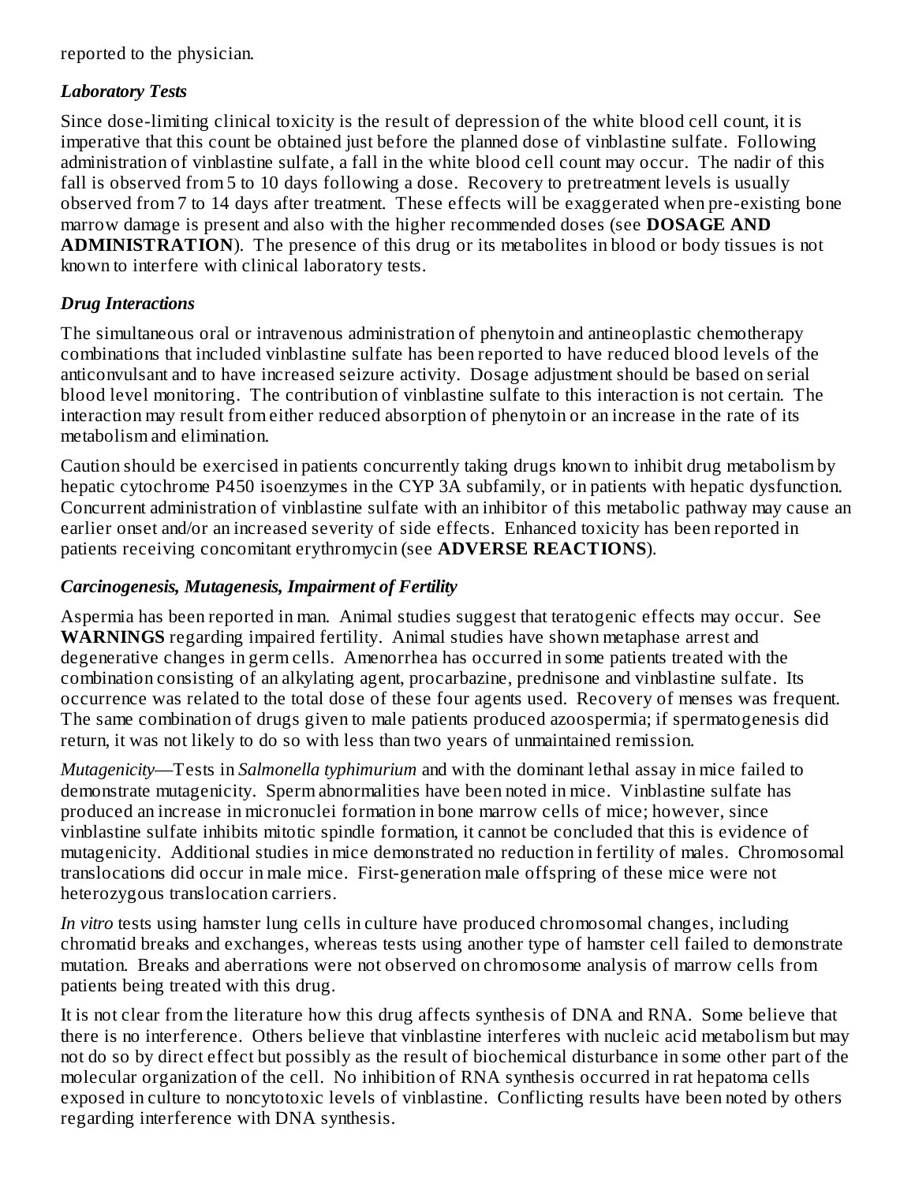reported to the physician.

### *Laboratory Tests*

Since dose-limiting clinical toxicity is the result of depression of the white blood cell count, it is imperative that this count be obtained just before the planned dose of vinblastine sulfate. Following administration of vinblastine sulfate, a fall in the white blood cell count may occur. The nadir of this fall is observed from 5 to 10 days following a dose. Recovery to pretreatment levels is usually observed from 7 to 14 days after treatment. These effects will be exaggerated when pre-existing bone marrow damage is present and also with the higher recommended doses (see **DOSAGE AND ADMINISTRATION**). The presence of this drug or its metabolites in blood or body tissues is not known to interfere with clinical laboratory tests.

### *Drug Interactions*

The simultaneous oral or intravenous administration of phenytoin and antineoplastic chemotherapy combinations that included vinblastine sulfate has been reported to have reduced blood levels of the anticonvulsant and to have increased seizure activity. Dosage adjustment should be based on serial blood level monitoring. The contribution of vinblastine sulfate to this interaction is not certain. The interaction may result from either reduced absorption of phenytoin or an increase in the rate of its metabolism and elimination.

Caution should be exercised in patients concurrently taking drugs known to inhibit drug metabolism by hepatic cytochrome P450 isoenzymes in the CYP 3A subfamily, or in patients with hepatic dysfunction. Concurrent administration of vinblastine sulfate with an inhibitor of this metabolic pathway may cause an earlier onset and/or an increased severity of side effects. Enhanced toxicity has been reported in patients receiving concomitant erythromycin (see **ADVERSE REACTIONS**).

### *Carcinogenesis, Mutagenesis, Impairment of Fertility*

Aspermia has been reported in man. Animal studies suggest that teratogenic effects may occur. See **WARNINGS** regarding impaired fertility. Animal studies have shown metaphase arrest and degenerative changes in germ cells. Amenorrhea has occurred in some patients treated with the combination consisting of an alkylating agent, procarbazine, prednisone and vinblastine sulfate. Its occurrence was related to the total dose of these four agents used. Recovery of menses was frequent. The same combination of drugs given to male patients produced azoospermia; if spermatogenesis did return, it was not likely to do so with less than two years of unmaintained remission.

*Mutagenicity*—Tests in *Salmonella typhimurium* and with the dominant lethal assay in mice failed to demonstrate mutagenicity. Sperm abnormalities have been noted in mice. Vinblastine sulfate has produced an increase in micronuclei formation in bone marrow cells of mice; however, since vinblastine sulfate inhibits mitotic spindle formation, it cannot be concluded that this is evidence of mutagenicity. Additional studies in mice demonstrated no reduction in fertility of males. Chromosomal translocations did occur in male mice. First-generation male offspring of these mice were not heterozygous translocation carriers.

*In vitro* tests using hamster lung cells in culture have produced chromosomal changes, including chromatid breaks and exchanges, whereas tests using another type of hamster cell failed to demonstrate mutation. Breaks and aberrations were not observed on chromosome analysis of marrow cells from patients being treated with this drug.

It is not clear from the literature how this drug affects synthesis of DNA and RNA. Some believe that there is no interference. Others believe that vinblastine interferes with nucleic acid metabolism but may not do so by direct effect but possibly as the result of biochemical disturbance in some other part of the molecular organization of the cell. No inhibition of RNA synthesis occurred in rat hepatoma cells exposed in culture to noncytotoxic levels of vinblastine. Conflicting results have been noted by others regarding interference with DNA synthesis.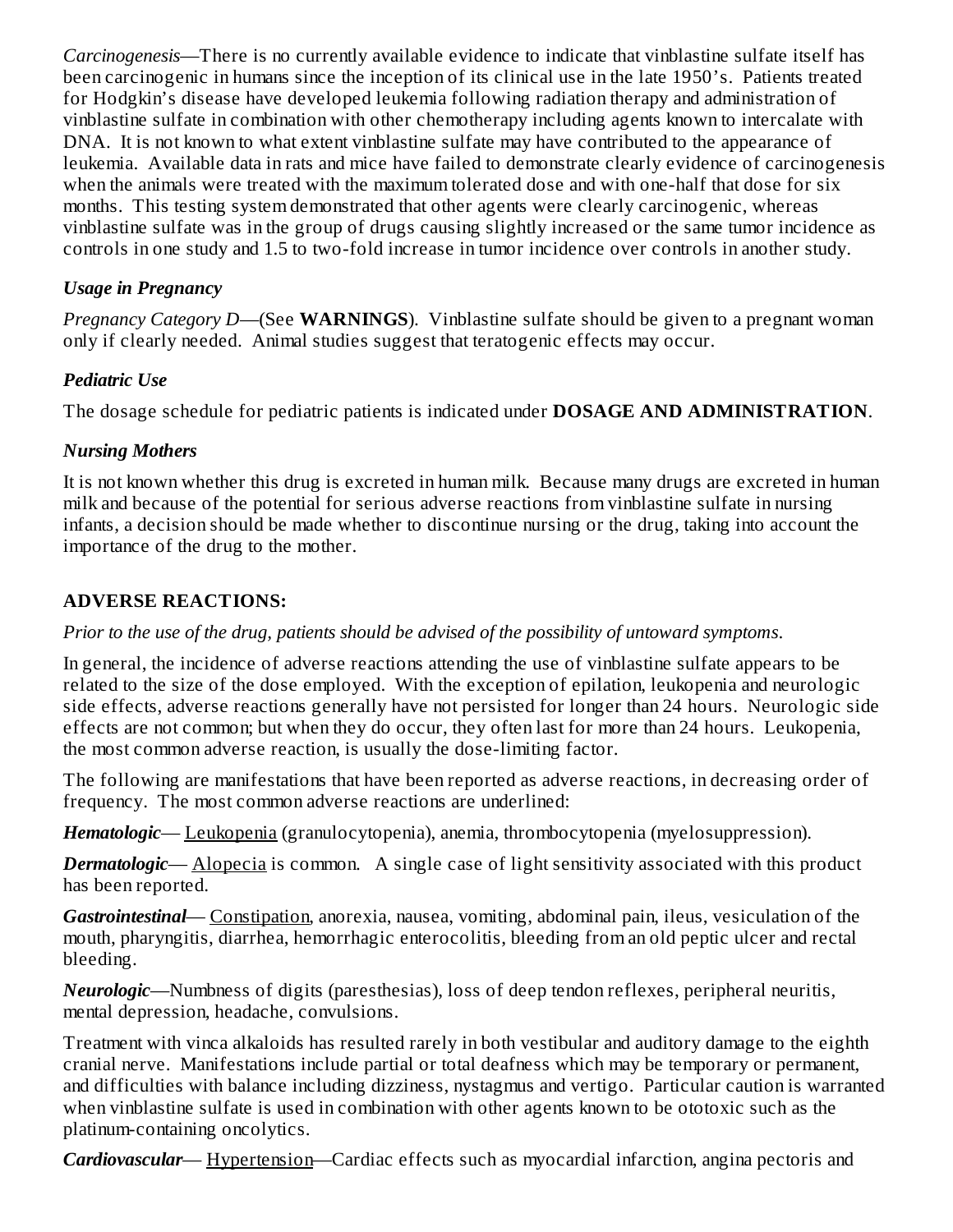*Carcinogenesis*—There is no currently available evidence to indicate that vinblastine sulfate itself has been carcinogenic in humans since the inception of its clinical use in the late 1950's. Patients treated for Hodgkin's disease have developed leukemia following radiation therapy and administration of vinblastine sulfate in combination with other chemotherapy including agents known to intercalate with DNA. It is not known to what extent vinblastine sulfate may have contributed to the appearance of leukemia. Available data in rats and mice have failed to demonstrate clearly evidence of carcinogenesis when the animals were treated with the maximum tolerated dose and with one-half that dose for six months. This testing system demonstrated that other agents were clearly carcinogenic, whereas vinblastine sulfate was in the group of drugs causing slightly increased or the same tumor incidence as controls in one study and 1.5 to two-fold increase in tumor incidence over controls in another study.

### *Usage in Pregnancy*

*Pregnancy Category D*—(See **WARNINGS**). Vinblastine sulfate should be given to a pregnant woman only if clearly needed. Animal studies suggest that teratogenic effects may occur.

### *Pediatric Use*

The dosage schedule for pediatric patients is indicated under **DOSAGE AND ADMINISTRATION**.

### *Nursing Mothers*

It is not known whether this drug is excreted in human milk. Because many drugs are excreted in human milk and because of the potential for serious adverse reactions from vinblastine sulfate in nursing infants, a decision should be made whether to discontinue nursing or the drug, taking into account the importance of the drug to the mother.

## ADVERSE REACTIONS:

*Prior to the use of the drug, patients should be advised of the possibility of untoward symptoms.*

In general, the incidence of adverse reactions attending the use of vinblastine sulfate appears to be related to the size of the dose employed. With the exception of epilation, leukopenia and neurologic side effects, adverse reactions generally have not persisted for longer than 24 hours. Neurologic side effects are not common; but when they do occur, they often last for more than 24 hours. Leukopenia, the most common adverse reaction, is usually the dose-limiting factor.

The following are manifestations that have been reported as adverse reactions, in decreasing order of frequency. The most common adverse reactions are underlined:

***Hematologic***— <u>Leukopenia</u> (granulocytopenia), anemia, thrombocytopenia (myelosuppression).

***Dermatologic***— <u>Alopecia</u> is common. A single case of light sensitivity associated with this product has been reported.

***Gastrointestinal***— <u>Constipation</u>, anorexia, nausea, vomiting, abdominal pain, ileus, vesiculation of the mouth, pharyngitis, diarrhea, hemorrhagic enterocolitis, bleeding from an old peptic ulcer and rectal bleeding.

***Neurologic***—Numbness of digits (paresthesias), loss of deep tendon reflexes, peripheral neuritis, mental depression, headache, convulsions.

Treatment with vinca alkaloids has resulted rarely in both vestibular and auditory damage to the eighth cranial nerve. Manifestations include partial or total deafness which may be temporary or permanent, and difficulties with balance including dizziness, nystagmus and vertigo. Particular caution is warranted when vinblastine sulfate is used in combination with other agents known to be ototoxic such as the platinum-containing oncolytics.

***Cardiovascular***— <u>Hypertension</u>—Cardiac effects such as myocardial infarction, angina pectoris and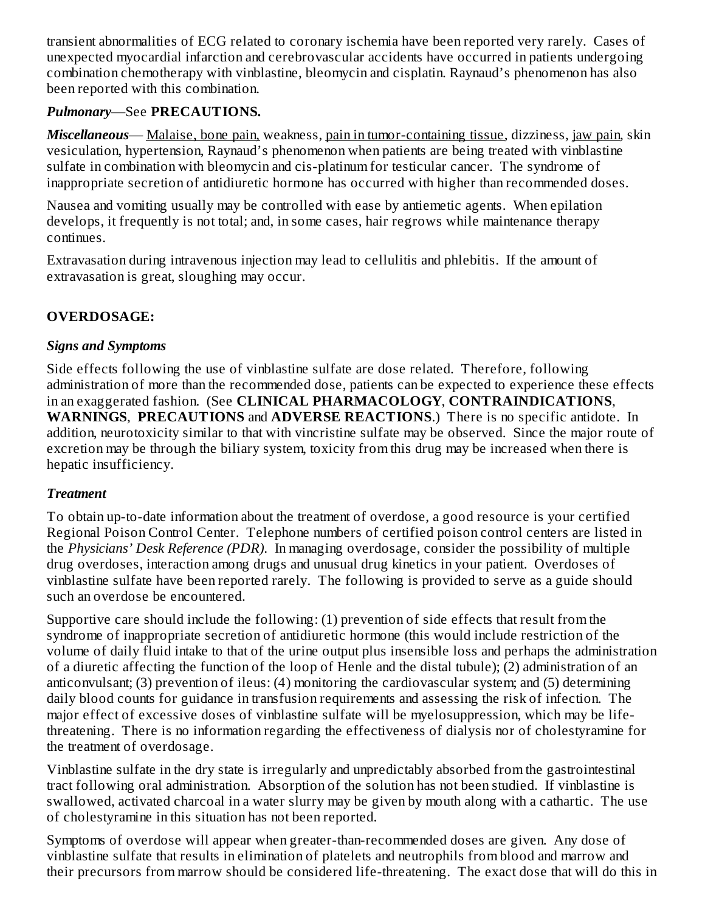transient abnormalities of ECG related to coronary ischemia have been reported very rarely. Cases of unexpected myocardial infarction and cerebrovascular accidents have occurred in patients undergoing combination chemotherapy with vinblastine, bleomycin and cisplatin. Raynaud's phenomenon has also been reported with this combination.

***Pulmonary***—See **PRECAUTIONS.**

***Miscellaneous***— Malaise, bone pain, weakness, pain in tumor-containing tissue, dizziness, jaw pain, skin vesiculation, hypertension, Raynaud's phenomenon when patients are being treated with vinblastine sulfate in combination with bleomycin and cis-platinum for testicular cancer. The syndrome of inappropriate secretion of antidiuretic hormone has occurred with higher than recommended doses.

Nausea and vomiting usually may be controlled with ease by antiemetic agents. When epilation develops, it frequently is not total; and, in some cases, hair regrows while maintenance therapy continues.

Extravasation during intravenous injection may lead to cellulitis and phlebitis. If the amount of extravasation is great, sloughing may occur.

## OVERDOSAGE:

### *Signs and Symptoms*

Side effects following the use of vinblastine sulfate are dose related. Therefore, following administration of more than the recommended dose, patients can be expected to experience these effects in an exaggerated fashion. (See **CLINICAL PHARMACOLOGY**, **CONTRAINDICATIONS**, **WARNINGS**, **PRECAUTIONS** and **ADVERSE REACTIONS**.) There is no specific antidote. In addition, neurotoxicity similar to that with vincristine sulfate may be observed. Since the major route of excretion may be through the biliary system, toxicity from this drug may be increased when there is hepatic insufficiency.

### *Treatment*

To obtain up-to-date information about the treatment of overdose, a good resource is your certified Regional Poison Control Center. Telephone numbers of certified poison control centers are listed in the *Physicians' Desk Reference (PDR).* In managing overdosage, consider the possibility of multiple drug overdoses, interaction among drugs and unusual drug kinetics in your patient. Overdoses of vinblastine sulfate have been reported rarely. The following is provided to serve as a guide should such an overdose be encountered.

Supportive care should include the following: (1) prevention of side effects that result from the syndrome of inappropriate secretion of antidiuretic hormone (this would include restriction of the volume of daily fluid intake to that of the urine output plus insensible loss and perhaps the administration of a diuretic affecting the function of the loop of Henle and the distal tubule); (2) administration of an anticonvulsant; (3) prevention of ileus: (4) monitoring the cardiovascular system; and (5) determining daily blood counts for guidance in transfusion requirements and assessing the risk of infection. The major effect of excessive doses of vinblastine sulfate will be myelosuppression, which may be life-threatening. There is no information regarding the effectiveness of dialysis nor of cholestyramine for the treatment of overdosage.

Vinblastine sulfate in the dry state is irregularly and unpredictably absorbed from the gastrointestinal tract following oral administration. Absorption of the solution has not been studied. If vinblastine is swallowed, activated charcoal in a water slurry may be given by mouth along with a cathartic. The use of cholestyramine in this situation has not been reported.

Symptoms of overdose will appear when greater-than-recommended doses are given. Any dose of vinblastine sulfate that results in elimination of platelets and neutrophils from blood and marrow and their precursors from marrow should be considered life-threatening. The exact dose that will do this in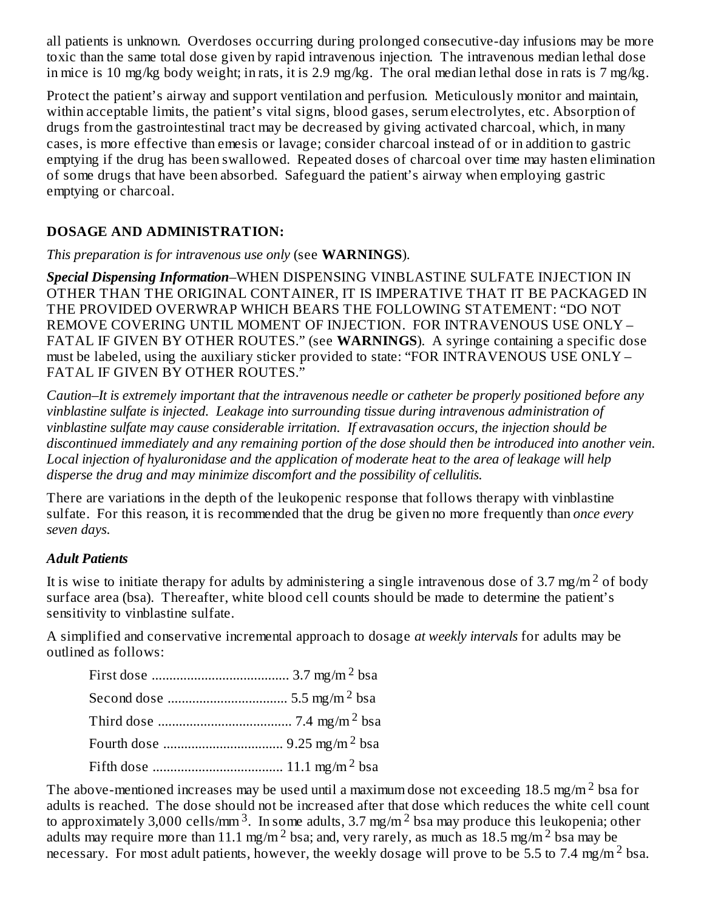all patients is unknown. Overdoses occurring during prolonged consecutive-day infusions may be more toxic than the same total dose given by rapid intravenous injection. The intravenous median lethal dose in mice is 10 mg/kg body weight; in rats, it is 2.9 mg/kg. The oral median lethal dose in rats is 7 mg/kg.

Protect the patient's airway and support ventilation and perfusion. Meticulously monitor and maintain, within acceptable limits, the patient's vital signs, blood gases, serum electrolytes, etc. Absorption of drugs from the gastrointestinal tract may be decreased by giving activated charcoal, which, in many cases, is more effective than emesis or lavage; consider charcoal instead of or in addition to gastric emptying if the drug has been swallowed. Repeated doses of charcoal over time may hasten elimination of some drugs that have been absorbed. Safeguard the patient's airway when employing gastric emptying or charcoal.

## DOSAGE AND ADMINISTRATION:

*This preparation is for intravenous use only* (see **WARNINGS**).

***Special Dispensing Information***–WHEN DISPENSING VINBLASTINE SULFATE INJECTION IN OTHER THAN THE ORIGINAL CONTAINER, IT IS IMPERATIVE THAT IT BE PACKAGED IN THE PROVIDED OVERWRAP WHICH BEARS THE FOLLOWING STATEMENT: "DO NOT REMOVE COVERING UNTIL MOMENT OF INJECTION. FOR INTRAVENOUS USE ONLY – FATAL IF GIVEN BY OTHER ROUTES." (see **WARNINGS**). A syringe containing a specific dose must be labeled, using the auxiliary sticker provided to state: "FOR INTRAVENOUS USE ONLY – FATAL IF GIVEN BY OTHER ROUTES."

*Caution–It is extremely important that the intravenous needle or catheter be properly positioned before any vinblastine sulfate is injected. Leakage into surrounding tissue during intravenous administration of vinblastine sulfate may cause considerable irritation. If extravasation occurs, the injection should be discontinued immediately and any remaining portion of the dose should then be introduced into another vein. Local injection of hyaluronidase and the application of moderate heat to the area of leakage will help disperse the drug and may minimize discomfort and the possibility of cellulitis.*

There are variations in the depth of the leukopenic response that follows therapy with vinblastine sulfate. For this reason, it is recommended that the drug be given no more frequently than *once every seven days.*

### *Adult Patients*

It is wise to initiate therapy for adults by administering a single intravenous dose of 3.7 mg/m$^2$ of body surface area (bsa). Thereafter, white blood cell counts should be made to determine the patient's sensitivity to vinblastine sulfate.

A simplified and conservative incremental approach to dosage *at weekly intervals* for adults may be outlined as follows:

First dose ....................................... 3.7 mg/m$^2$ bsa

Second dose .................................. 5.5 mg/m$^2$ bsa

Third dose ...................................... 7.4 mg/m$^2$ bsa

Fourth dose .................................. 9.25 mg/m$^2$ bsa

Fifth dose ..................................... 11.1 mg/m$^2$ bsa

The above-mentioned increases may be used until a maximum dose not exceeding 18.5 mg/m$^2$ bsa for adults is reached. The dose should not be increased after that dose which reduces the white cell count to approximately 3,000 cells/mm$^3$. In some adults, 3.7 mg/m$^2$ bsa may produce this leukopenia; other adults may require more than 11.1 mg/m$^2$ bsa; and, very rarely, as much as 18.5 mg/m$^2$ bsa may be necessary. For most adult patients, however, the weekly dosage will prove to be 5.5 to 7.4 mg/m$^2$ bsa.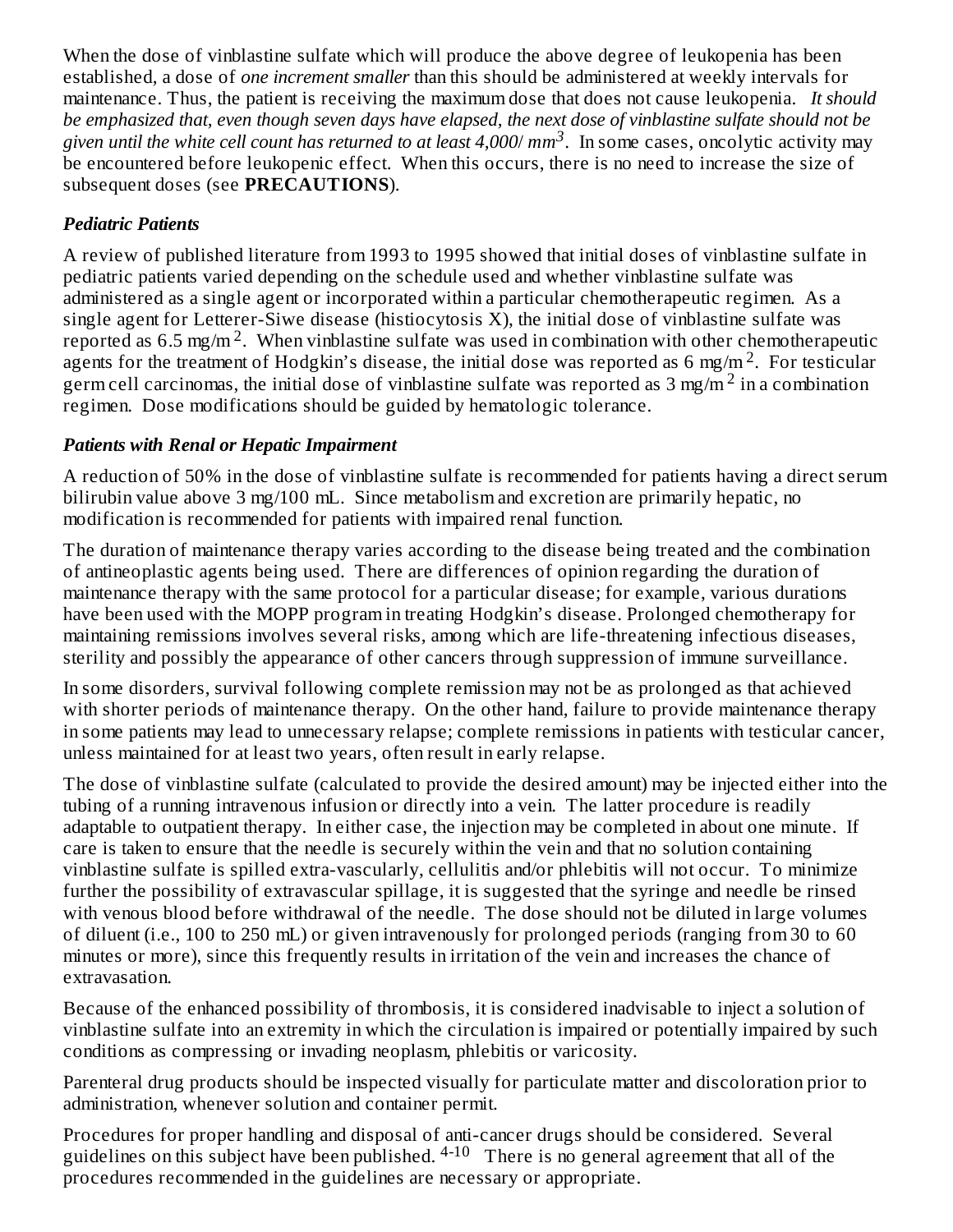When the dose of vinblastine sulfate which will produce the above degree of leukopenia has been established, a dose of *one increment smaller* than this should be administered at weekly intervals for maintenance. Thus, the patient is receiving the maximum dose that does not cause leukopenia. *It should be emphasized that, even though seven days have elapsed, the next dose of vinblastine sulfate should not be given until the white cell count has returned to at least 4,000/ $mm^3$.* In some cases, oncolytic activity may be encountered before leukopenic effect. When this occurs, there is no need to increase the size of subsequent doses (see **PRECAUTIONS**).

### *Pediatric Patients*

A review of published literature from 1993 to 1995 showed that initial doses of vinblastine sulfate in pediatric patients varied depending on the schedule used and whether vinblastine sulfate was administered as a single agent or incorporated within a particular chemotherapeutic regimen. As a single agent for Letterer-Siwe disease (histiocytosis X), the initial dose of vinblastine sulfate was reported as 6.5 mg/$m^2$. When vinblastine sulfate was used in combination with other chemotherapeutic agents for the treatment of Hodgkin's disease, the initial dose was reported as 6 mg/$m^2$. For testicular germ cell carcinomas, the initial dose of vinblastine sulfate was reported as 3 mg/$m^2$ in a combination regimen. Dose modifications should be guided by hematologic tolerance.

### *Patients with Renal or Hepatic Impairment*

A reduction of 50% in the dose of vinblastine sulfate is recommended for patients having a direct serum bilirubin value above 3 mg/100 mL. Since metabolism and excretion are primarily hepatic, no modification is recommended for patients with impaired renal function.

The duration of maintenance therapy varies according to the disease being treated and the combination of antineoplastic agents being used. There are differences of opinion regarding the duration of maintenance therapy with the same protocol for a particular disease; for example, various durations have been used with the MOPP program in treating Hodgkin's disease. Prolonged chemotherapy for maintaining remissions involves several risks, among which are life-threatening infectious diseases, sterility and possibly the appearance of other cancers through suppression of immune surveillance.

In some disorders, survival following complete remission may not be as prolonged as that achieved with shorter periods of maintenance therapy. On the other hand, failure to provide maintenance therapy in some patients may lead to unnecessary relapse; complete remissions in patients with testicular cancer, unless maintained for at least two years, often result in early relapse.

The dose of vinblastine sulfate (calculated to provide the desired amount) may be injected either into the tubing of a running intravenous infusion or directly into a vein. The latter procedure is readily adaptable to outpatient therapy. In either case, the injection may be completed in about one minute. If care is taken to ensure that the needle is securely within the vein and that no solution containing vinblastine sulfate is spilled extra-vascularly, cellulitis and/or phlebitis will not occur. To minimize further the possibility of extravascular spillage, it is suggested that the syringe and needle be rinsed with venous blood before withdrawal of the needle. The dose should not be diluted in large volumes of diluent (i.e., 100 to 250 mL) or given intravenously for prolonged periods (ranging from 30 to 60 minutes or more), since this frequently results in irritation of the vein and increases the chance of extravasation.

Because of the enhanced possibility of thrombosis, it is considered inadvisable to inject a solution of vinblastine sulfate into an extremity in which the circulation is impaired or potentially impaired by such conditions as compressing or invading neoplasm, phlebitis or varicosity.

Parenteral drug products should be inspected visually for particulate matter and discoloration prior to administration, whenever solution and container permit.

Procedures for proper handling and disposal of anti-cancer drugs should be considered. Several guidelines on this subject have been published.[4-10] There is no general agreement that all of the procedures recommended in the guidelines are necessary or appropriate.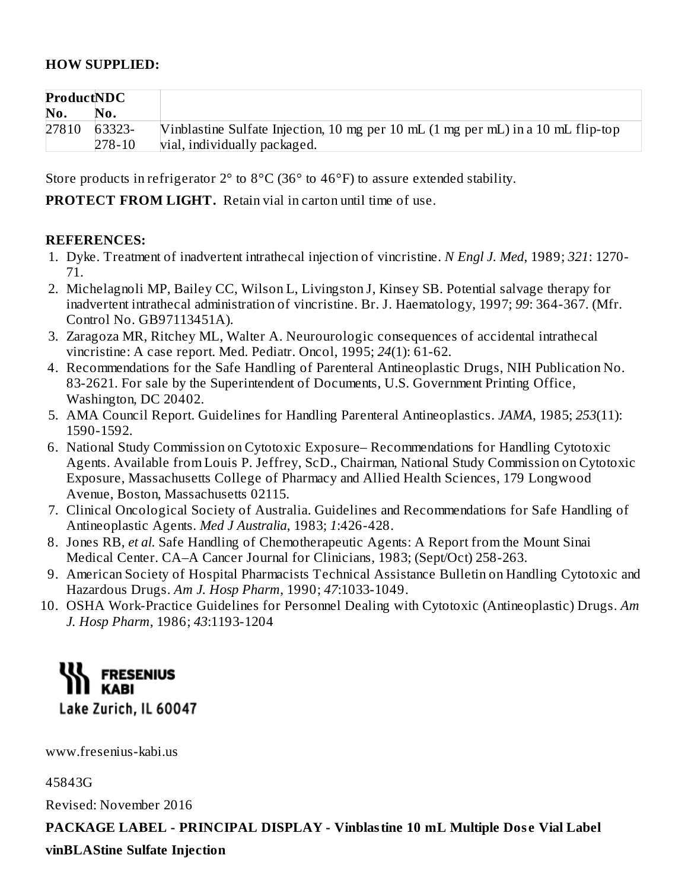**HOW SUPPLIED:**

| Product No. | NDC No. | |
|---|---|---|
| 27810 | 63323-278-10 | Vinblastine Sulfate Injection, 10 mg per 10 mL (1 mg per mL) in a 10 mL flip-top vial, individually packaged. |

Store products in refrigerator 2° to 8°C (36° to 46°F) to assure extended stability.

**PROTECT FROM LIGHT.** Retain vial in carton until time of use.

**REFERENCES:**

1. Dyke. Treatment of inadvertent intrathecal injection of vincristine. *N Engl J. Med*, 1989; *321*: 1270-71.
2. Michelagnoli MP, Bailey CC, Wilson L, Livingston J, Kinsey SB. Potential salvage therapy for inadvertent intrathecal administration of vincristine. Br. J. Haematology, 1997; *99*: 364-367. (Mfr. Control No. GB97113451A).
3. Zaragoza MR, Ritchey ML, Walter A. Neurourologic consequences of accidental intrathecal vincristine: A case report. Med. Pediatr. Oncol, 1995; *24*(1): 61-62.
4. Recommendations for the Safe Handling of Parenteral Antineoplastic Drugs, NIH Publication No. 83-2621. For sale by the Superintendent of Documents, U.S. Government Printing Office, Washington, DC 20402.
5. AMA Council Report. Guidelines for Handling Parenteral Antineoplastics. *JAMA*, 1985; *253*(11): 1590-1592.
6. National Study Commission on Cytotoxic Exposure– Recommendations for Handling Cytotoxic Agents. Available from Louis P. Jeffrey, ScD., Chairman, National Study Commission on Cytotoxic Exposure, Massachusetts College of Pharmacy and Allied Health Sciences, 179 Longwood Avenue, Boston, Massachusetts 02115.
7. Clinical Oncological Society of Australia. Guidelines and Recommendations for Safe Handling of Antineoplastic Agents. *Med J Australia*, 1983; *1*:426-428.
8. Jones RB, *et al.* Safe Handling of Chemotherapeutic Agents: A Report from the Mount Sinai Medical Center. CA–A Cancer Journal for Clinicians, 1983; (Sept/Oct) 258-263.
9. American Society of Hospital Pharmacists Technical Assistance Bulletin on Handling Cytotoxic and Hazardous Drugs. *Am J. Hosp Pharm*, 1990; *47*:1033-1049.
10. OSHA Work-Practice Guidelines for Personnel Dealing with Cytotoxic (Antineoplastic) Drugs. *Am J. Hosp Pharm*, 1986; *43*:1193-1204

FRESENIUS KABI

Lake Zurich, IL 60047

www.fresenius-kabi.us

45843G

Revised: November 2016

**PACKAGE LABEL - PRINCIPAL DISPLAY - Vinblastine 10 mL Multiple Dose Vial Label**

**vinBLAStine Sulfate Injection**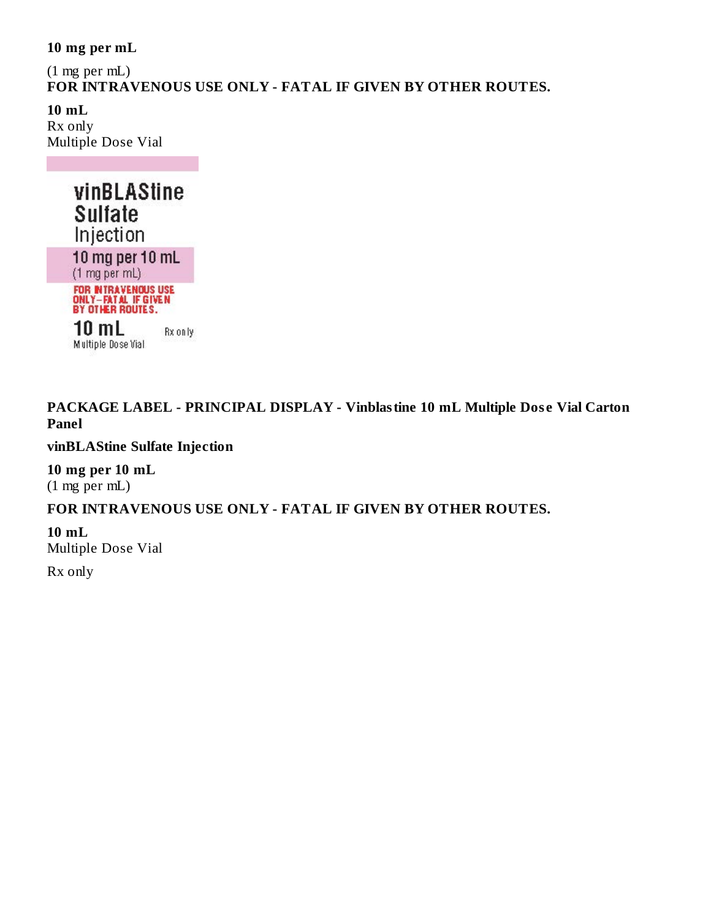**10 mg per mL**

(1 mg per mL)
**FOR INTRAVENOUS USE ONLY - FATAL IF GIVEN BY OTHER ROUTES.**

**10 mL**
Rx only
Multiple Dose Vial

vinBLAStine Sulfate Injection

10 mg per 10 mL
(1 mg per mL)

FOR INTRAVENOUS USE ONLY–FATAL IF GIVEN BY OTHER ROUTES.

10 mL
Multiple Dose Vial

Rx only

**PACKAGE LABEL - PRINCIPAL DISPLAY - Vinblastine 10 mL Multiple Dose Vial Carton Panel**

**vinBLAStine Sulfate Injection**

**10 mg per 10 mL**
(1 mg per mL)

**FOR INTRAVENOUS USE ONLY - FATAL IF GIVEN BY OTHER ROUTES.**

**10 mL**
Multiple Dose Vial

Rx only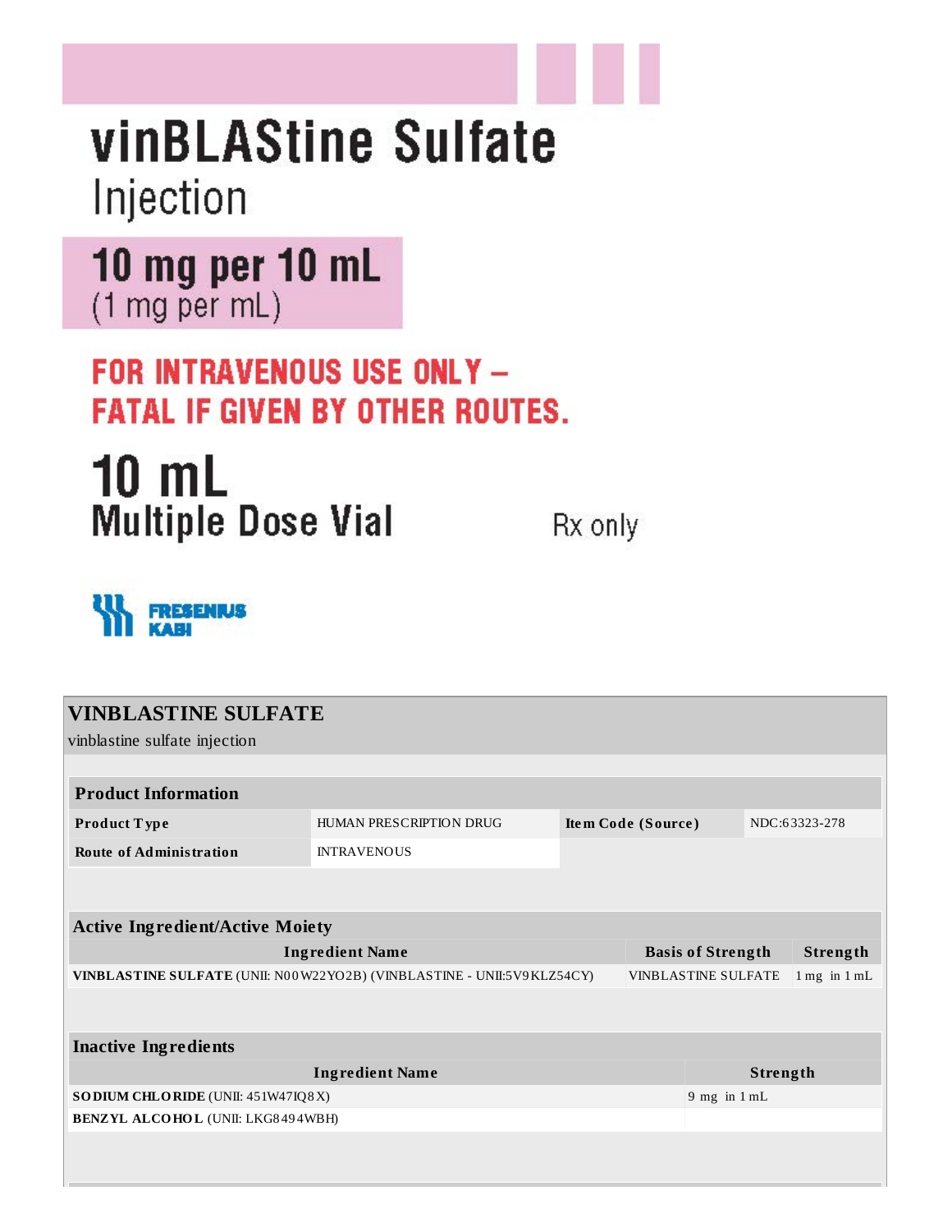# vinBLAStine Sulfate

Injection

**10 mg per 10 mL**
(1 mg per mL)

**FOR INTRAVENOUS USE ONLY – FATAL IF GIVEN BY OTHER ROUTES.**

**10 mL**
**Multiple Dose Vial**

Rx only

FRESENIUS KABI

## VINBLASTINE SULFATE

vinblastine sulfate injection

| Product Information | | | |
|---|---|---|---|
| **Product Type** | HUMAN PRESCRIPTION DRUG | **Item Code (Source)** | NDC:63323-278 |
| **Route of Administration** | INTRAVENOUS | | |

| Active Ingredient/Active Moiety | | |
|---|---|---|
| **Ingredient Name** | **Basis of Strength** | **Strength** |
| **VINBLASTINE SULFATE** (UNII: N00W22YO2B) (VINBLASTINE - UNII:5V9KLZ54CY) | VINBLASTINE SULFATE | 1 mg in 1 mL |

| Inactive Ingredients | |
|---|---|
| **Ingredient Name** | **Strength** |
| **SODIUM CHLORIDE** (UNII: 451W47IQ8X) | 9 mg in 1 mL |
| **BENZYL ALCOHOL** (UNII: LKG8494WBH) | |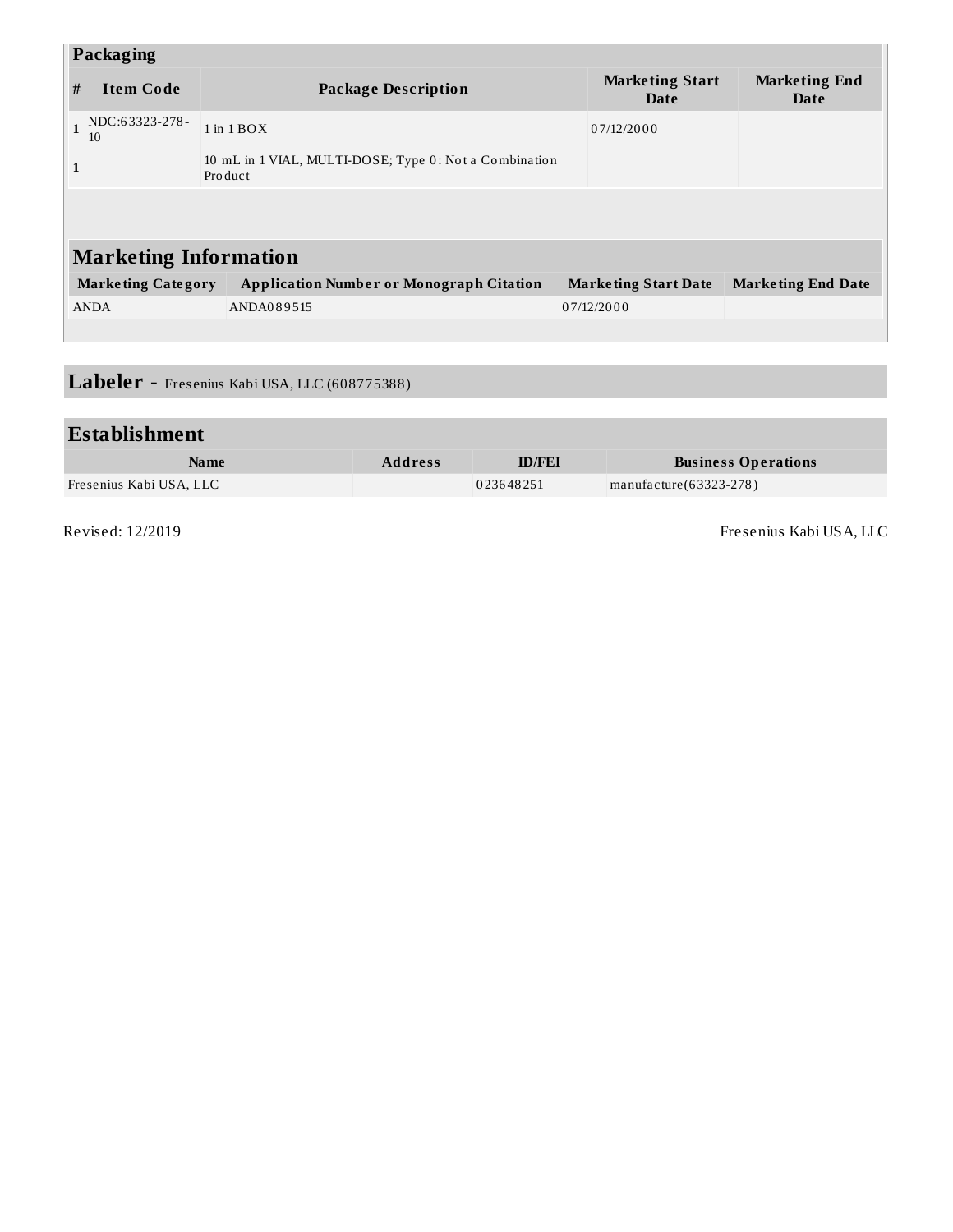### Packaging

| # | Item Code | Package Description | Marketing Start Date | Marketing End Date |
|---|---|---|---|---|
| 1 | NDC:63323-278-10 | 1 in 1 BOX | 07/12/2000 | |
| 1 | | 10 mL in 1 VIAL, MULTI-DOSE; Type 0: Not a Combination Product | | |

## Marketing Information

| Marketing Category | Application Number or Monograph Citation | Marketing Start Date | Marketing End Date |
|---|---|---|---|
| ANDA | ANDA089515 | 07/12/2000 | |

## Labeler - Fresenius Kabi USA, LLC (608775388)

## Establishment

| Name | Address | ID/FEI | Business Operations |
|---|---|---|---|
| Fresenius Kabi USA, LLC | | 023648251 | manufacture(63323-278) |

Revised: 12/2019

Fresenius Kabi USA, LLC